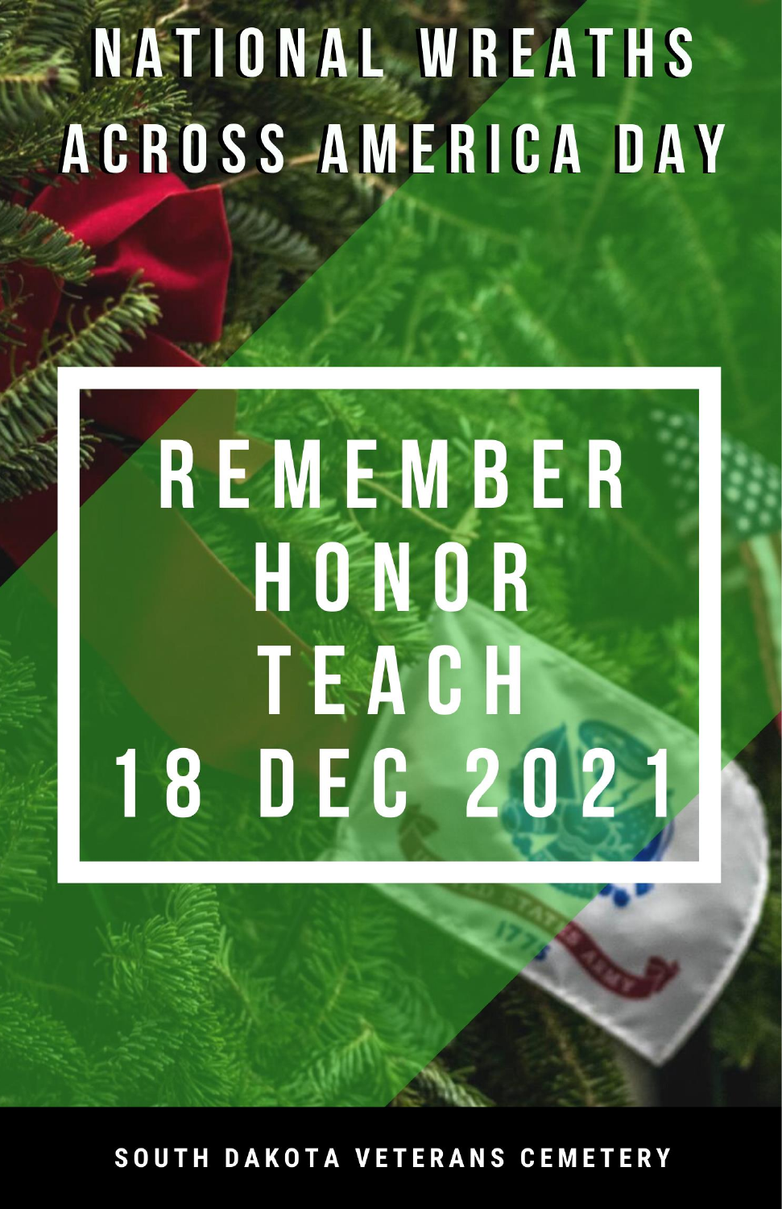# NATIONAL WREATHS ACROSS AMERICA DAY

## REMEMBER
## HONOR
## TEACH
## 18 DEC 2021

**SOUTH DAKOTA VETERANS CEMETERY**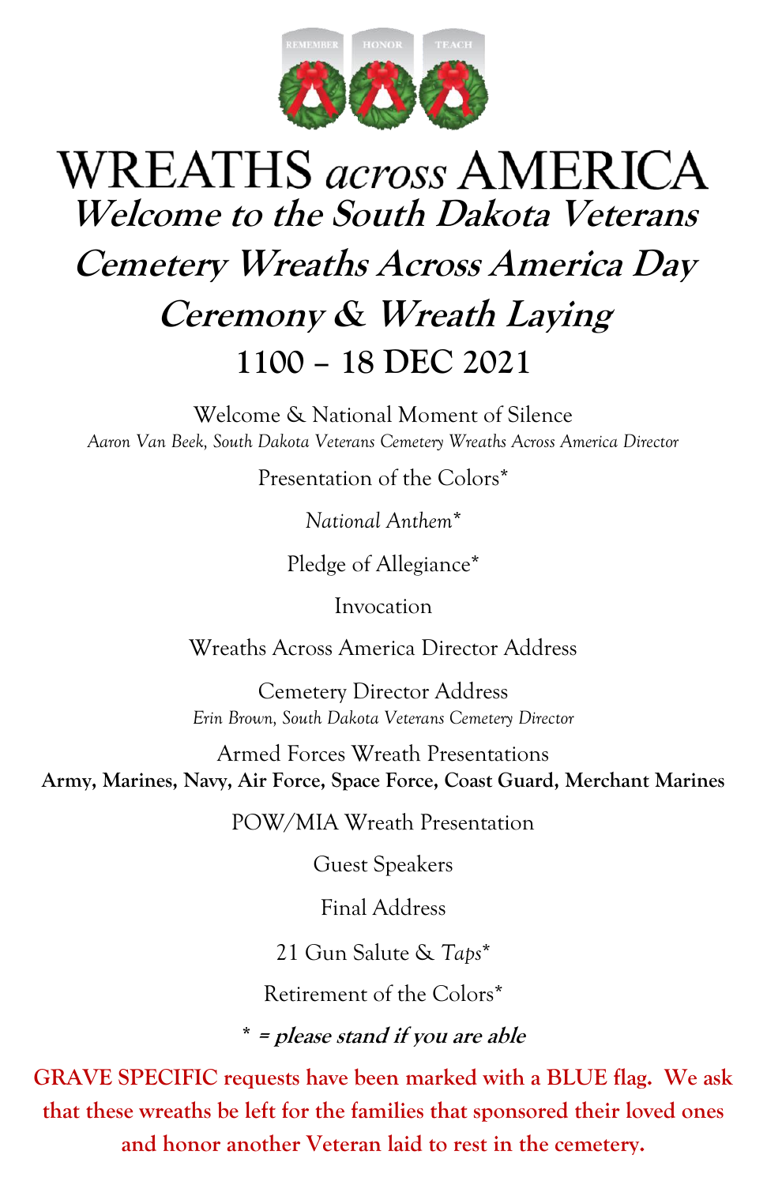REMEMBER HONOR TEACH

# WREATHS *across* AMERICA

## *Welcome to the South Dakota Veterans Cemetery Wreaths Across America Day Ceremony & Wreath Laying*

## 1100 – 18 DEC 2021

Welcome & National Moment of Silence

*Aaron Van Beek, South Dakota Veterans Cemetery Wreaths Across America Director*

Presentation of the Colors*

*National Anthem**

Pledge of Allegiance*

Invocation

Wreaths Across America Director Address

Cemetery Director Address

*Erin Brown, South Dakota Veterans Cemetery Director*

Armed Forces Wreath Presentations

**Army, Marines, Navy, Air Force, Space Force, Coast Guard, Merchant Marines**

POW/MIA Wreath Presentation

Guest Speakers

Final Address

21 Gun Salute & *Taps**

Retirement of the Colors*

*** = please stand if you are able***

**GRAVE SPECIFIC requests have been marked with a BLUE flag. We ask that these wreaths be left for the families that sponsored their loved ones and honor another Veteran laid to rest in the cemetery.**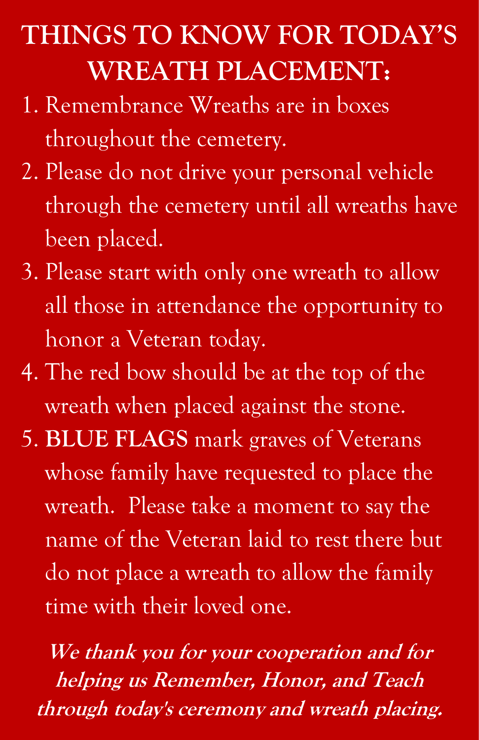# THINGS TO KNOW FOR TODAY'S WREATH PLACEMENT:

1. Remembrance Wreaths are in boxes throughout the cemetery.
2. Please do not drive your personal vehicle through the cemetery until all wreaths have been placed.
3. Please start with only one wreath to allow all those in attendance the opportunity to honor a Veteran today.
4. The red bow should be at the top of the wreath when placed against the stone.
5. **BLUE FLAGS** mark graves of Veterans whose family have requested to place the wreath.  Please take a moment to say the name of the Veteran laid to rest there but do not place a wreath to allow the family time with their loved one.

***We thank you for your cooperation and for helping us Remember, Honor, and Teach through today's ceremony and wreath placing.***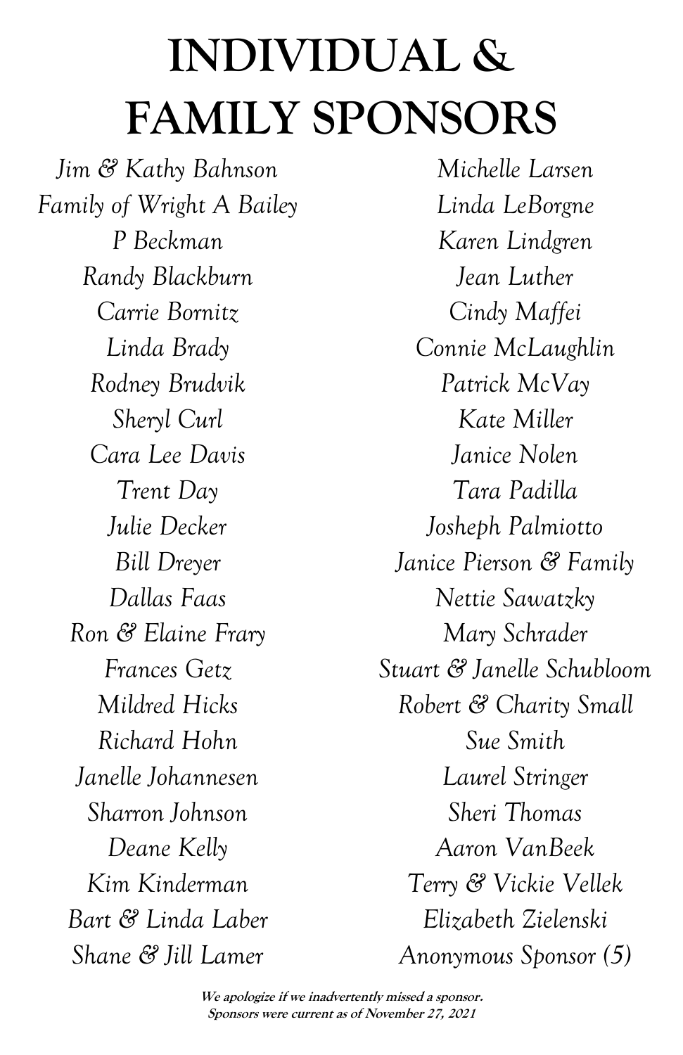# INDIVIDUAL & FAMILY SPONSORS

*Jim & Kathy Bahnson*
*Family of Wright A Bailey*
*P Beckman*
*Randy Blackburn*
*Carrie Bornitz*
*Linda Brady*
*Rodney Brudvik*
*Sheryl Curl*
*Cara Lee Davis*
*Trent Day*
*Julie Decker*
*Bill Dreyer*
*Dallas Faas*
*Ron & Elaine Frary*
*Frances Getz*
*Mildred Hicks*
*Richard Hohn*
*Janelle Johannesen*
*Sharron Johnson*
*Deane Kelly*
*Kim Kinderman*
*Bart & Linda Laber*
*Shane & Jill Lamer*
*Michelle Larsen*
*Linda LeBorgne*
*Karen Lindgren*
*Jean Luther*
*Cindy Maffei*
*Connie McLaughlin*
*Patrick McVay*
*Kate Miller*
*Janice Nolen*
*Tara Padilla*
*Josheph Palmiotto*
*Janice Pierson & Family*
*Nettie Sawatzky*
*Mary Schrader*
*Stuart & Janelle Schubloom*
*Robert & Charity Small*
*Sue Smith*
*Laurel Stringer*
*Sheri Thomas*
*Aaron VanBeek*
*Terry & Vickie Vellek*
*Elizabeth Zielenski*
*Anonymous Sponsor (5)*

**We apologize if we inadvertently missed a sponsor.**
**Sponsors were current as of November 27, 2021**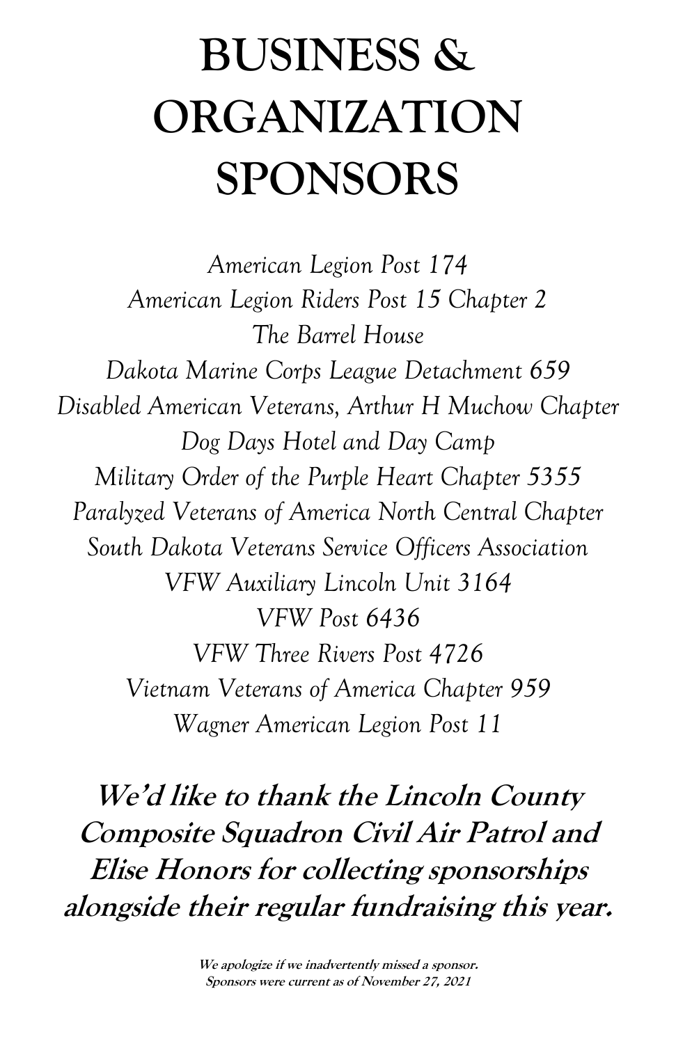# BUSINESS & ORGANIZATION SPONSORS

*American Legion Post 174*
*American Legion Riders Post 15 Chapter 2*
*The Barrel House*
*Dakota Marine Corps League Detachment 659*
*Disabled American Veterans, Arthur H Muchow Chapter*
*Dog Days Hotel and Day Camp*
*Military Order of the Purple Heart Chapter 5355*
*Paralyzed Veterans of America North Central Chapter*
*South Dakota Veterans Service Officers Association*
*VFW Auxiliary Lincoln Unit 3164*
*VFW Post 6436*
*VFW Three Rivers Post 4726*
*Vietnam Veterans of America Chapter 959*
*Wagner American Legion Post 11*

***We'd like to thank the Lincoln County Composite Squadron Civil Air Patrol and Elise Honors for collecting sponsorships alongside their regular fundraising this year.***

***We apologize if we inadvertently missed a sponsor.***
***Sponsors were current as of November 27, 2021***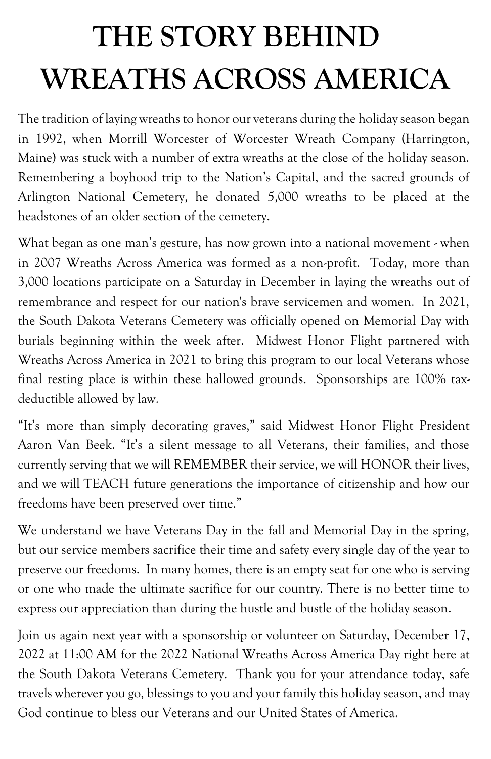# THE STORY BEHIND WREATHS ACROSS AMERICA

The tradition of laying wreaths to honor our veterans during the holiday season began in 1992, when Morrill Worcester of Worcester Wreath Company (Harrington, Maine) was stuck with a number of extra wreaths at the close of the holiday season. Remembering a boyhood trip to the Nation's Capital, and the sacred grounds of Arlington National Cemetery, he donated 5,000 wreaths to be placed at the headstones of an older section of the cemetery.

What began as one man's gesture, has now grown into a national movement - when in 2007 Wreaths Across America was formed as a non-profit. Today, more than 3,000 locations participate on a Saturday in December in laying the wreaths out of remembrance and respect for our nation's brave servicemen and women. In 2021, the South Dakota Veterans Cemetery was officially opened on Memorial Day with burials beginning within the week after. Midwest Honor Flight partnered with Wreaths Across America in 2021 to bring this program to our local Veterans whose final resting place is within these hallowed grounds. Sponsorships are 100% tax-deductible allowed by law.

"It's more than simply decorating graves," said Midwest Honor Flight President Aaron Van Beek. "It's a silent message to all Veterans, their families, and those currently serving that we will REMEMBER their service, we will HONOR their lives, and we will TEACH future generations the importance of citizenship and how our freedoms have been preserved over time."

We understand we have Veterans Day in the fall and Memorial Day in the spring, but our service members sacrifice their time and safety every single day of the year to preserve our freedoms. In many homes, there is an empty seat for one who is serving or one who made the ultimate sacrifice for our country. There is no better time to express our appreciation than during the hustle and bustle of the holiday season.

Join us again next year with a sponsorship or volunteer on Saturday, December 17, 2022 at 11:00 AM for the 2022 National Wreaths Across America Day right here at the South Dakota Veterans Cemetery. Thank you for your attendance today, safe travels wherever you go, blessings to you and your family this holiday season, and may God continue to bless our Veterans and our United States of America.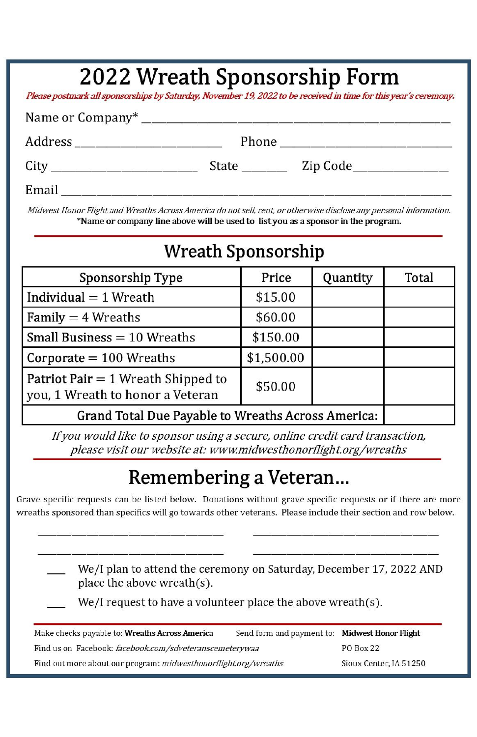# 2022 Wreath Sponsorship Form

*Please postmark all sponsorships by Saturday, November 19, 2022 to be received in time for this year's ceremony.*

Name or Company* ______________________________________________

Address ______________________ Phone ___________________________

City ______________________ State _______ Zip Code______________

Email __________________________________________________________

*Midwest Honor Flight and Wreaths Across America do not sell, rent, or otherwise disclose any personal information.*
*Name or company line above will be used to list you as a sponsor in the program.

## Wreath Sponsorship

| Sponsorship Type | Price | Quantity | Total |
|---|---|---|---|
| Individual = 1 Wreath | $15.00 | | |
| Family = 4 Wreaths | $60.00 | | |
| Small Business = 10 Wreaths | $150.00 | | |
| Corporate = 100 Wreaths | $1,500.00 | | |
| Patriot Pair = 1 Wreath Shipped to you, 1 Wreath to honor a Veteran | $50.00 | | |
| **Grand Total Due Payable to Wreaths Across America:** | | | |

*If you would like to sponsor using a secure, online credit card transaction, please visit our website at: www.midwesthonorflight.org/wreaths*

## Remembering a Veteran...

Grave specific requests can be listed below. Donations without grave specific requests or if there are more wreaths sponsored than specifics will go towards other veterans. Please include their section and row below.

________________________________ ________________________________

________________________________ ________________________________

___ We/I plan to attend the ceremony on Saturday, December 17, 2022 AND place the above wreath(s).

___ We/I request to have a volunteer place the above wreath(s).

Make checks payable to: **Wreaths Across America**

Find us on Facebook: *facebook.com/sdveteranscemeterywaa*

Find out more about our program: *midwesthonorflight.org/wreaths*

Send form and payment to: **Midwest Honor Flight**
PO Box 22
Sioux Center, IA 51250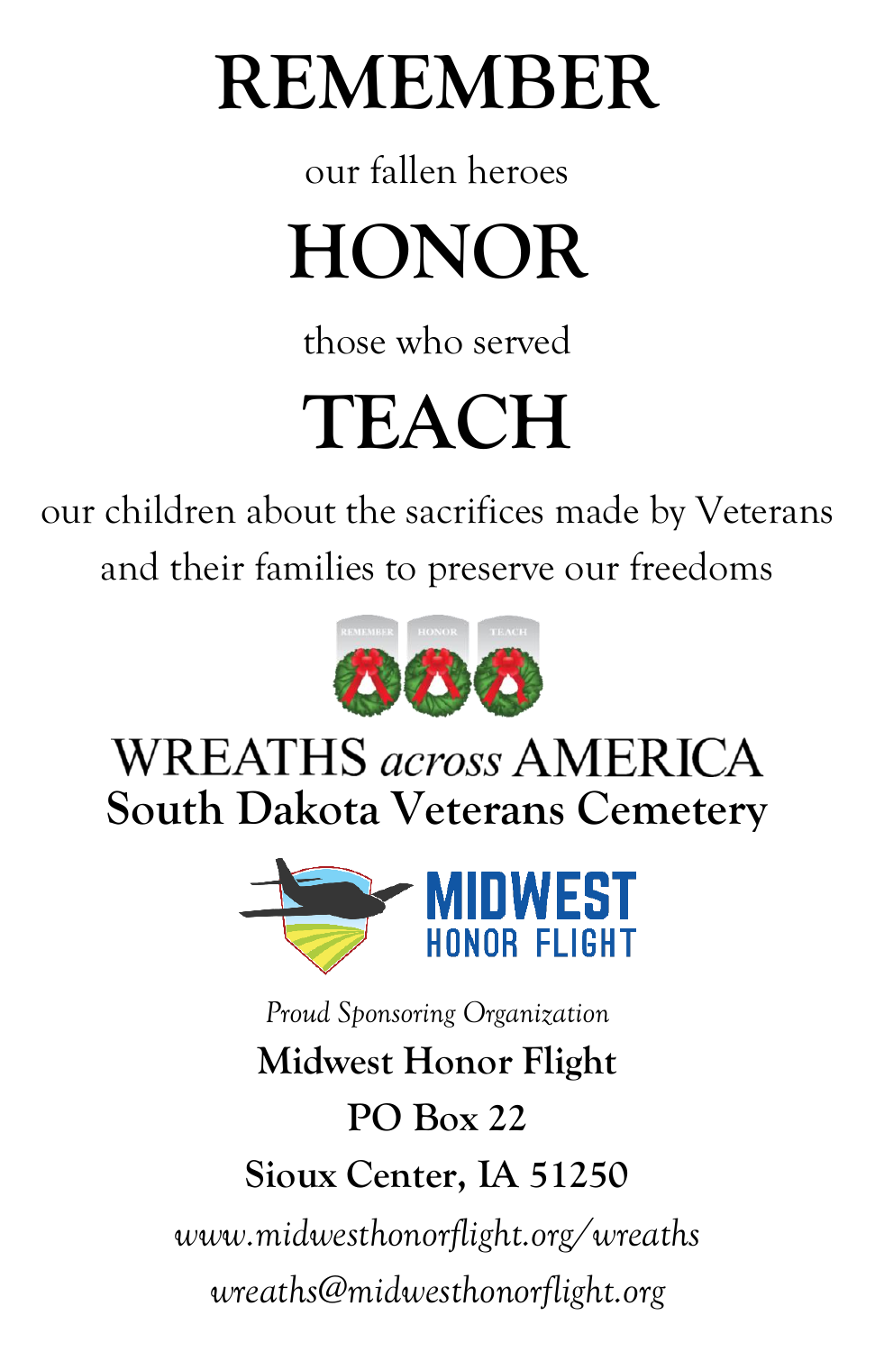# REMEMBER

our fallen heroes

# HONOR

those who served

# TEACH

our children about the sacrifices made by Veterans and their families to preserve our freedoms

WREATHS *across* AMERICA

**South Dakota Veterans Cemetery**

MIDWEST HONOR FLIGHT

*Proud Sponsoring Organization*

**Midwest Honor Flight**

**PO Box 22**

**Sioux Center, IA 51250**

*www.midwesthonorflight.org/wreaths*

*wreaths@midwesthonorflight.org*